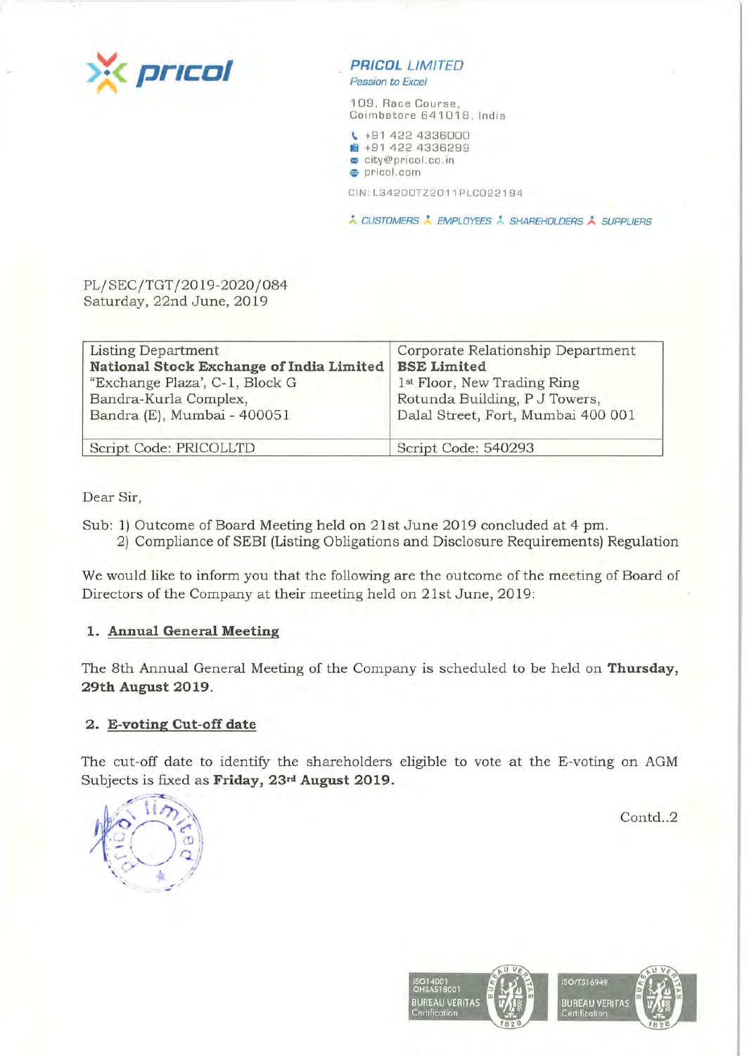**PRICOL LIMITED**
*Passion to Excel*

109, Race Course,
Coimbatore 641018, India

+91 422 4336000
+91 422 4336299
city@pricol.co.in
pricol.com

CIN: L34200TZ2011PLC022194

CUSTOMERS EMPLOYEES SHAREHOLDERS SUPPLIERS

PL/SEC/TGT/2019-2020/084
Saturday, 22nd June, 2019

| Listing Department<br>**National Stock Exchange of India Limited**<br>"Exchange Plaza', C-1, Block G<br>Bandra-Kurla Complex,<br>Bandra (E), Mumbai - 400051 | Corporate Relationship Department<br>**BSE Limited**<br>1st Floor, New Trading Ring<br>Rotunda Building, P J Towers,<br>Dalal Street, Fort, Mumbai 400 001 |
|---|---|
| Script Code: PRICOLLTD | Script Code: 540293 |

Dear Sir,

Sub: 1) Outcome of Board Meeting held on 21st June 2019 concluded at 4 pm.
2) Compliance of SEBI (Listing Obligations and Disclosure Requirements) Regulation

We would like to inform you that the following are the outcome of the meeting of Board of Directors of the Company at their meeting held on 21st June, 2019:

1. **Annual General Meeting**

The 8th Annual General Meeting of the Company is scheduled to be held on **Thursday, 29th August 2019**.

2. **E-voting Cut-off date**

The cut-off date to identify the shareholders eligible to vote at the E-voting on AGM Subjects is fixed as **Friday, 23rd August 2019.**

Contd..2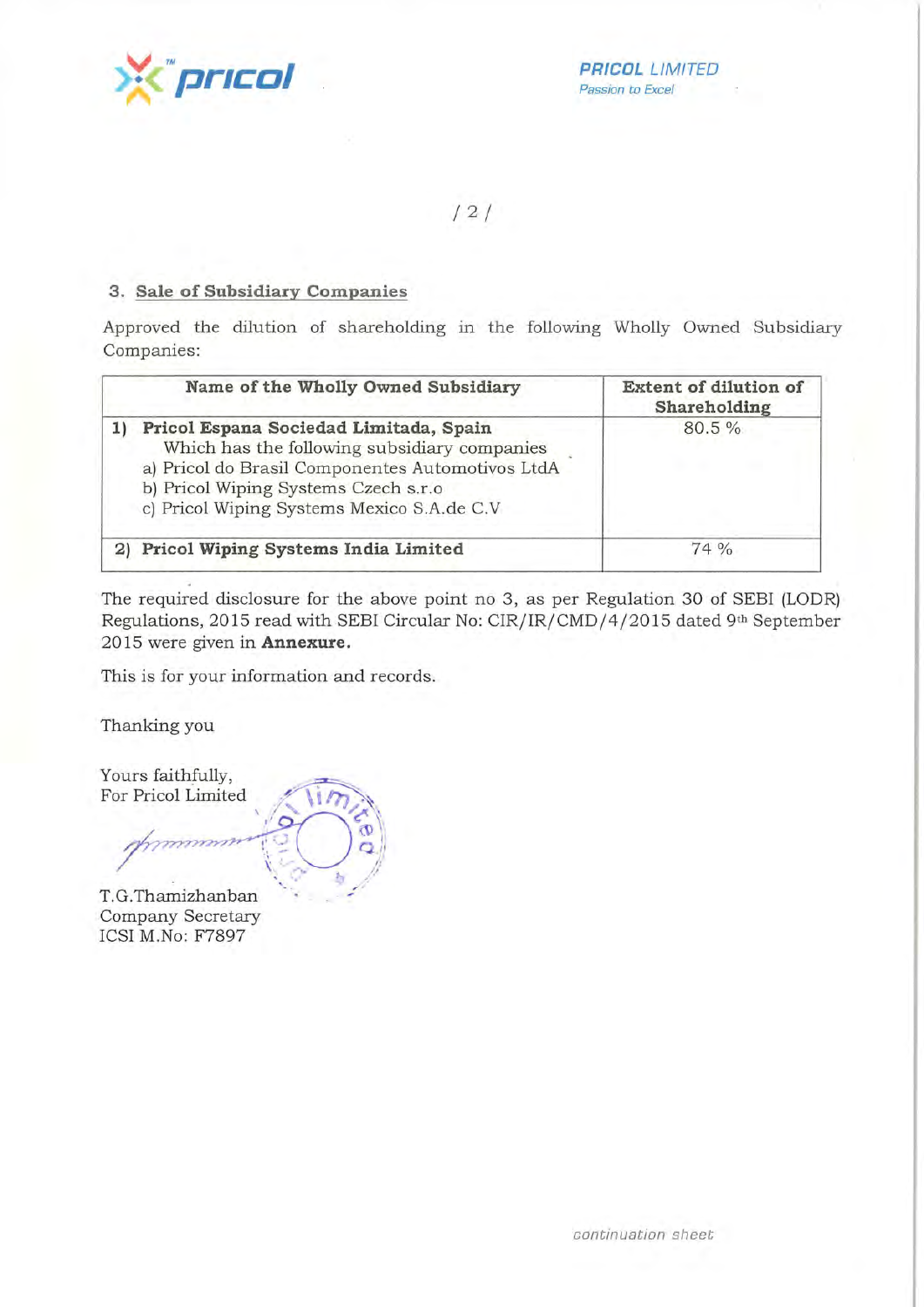### 3. Sale of Subsidiary Companies

Approved the dilution of shareholding in the following Wholly Owned Subsidiary Companies:

| Name of the Wholly Owned Subsidiary | Extent of dilution of Shareholding |
|---|---|
| 1) **Pricol Espana Sociedad Limitada, Spain** Which has the following subsidiary companies a) Pricol do Brasil Componentes Automotivos LtdA b) Pricol Wiping Systems Czech s.r.o c) Pricol Wiping Systems Mexico S.A.de C.V | 80.5 % |
| 2) **Pricol Wiping Systems India Limited** | 74 % |

The required disclosure for the above point no 3, as per Regulation 30 of SEBI (LODR) Regulations, 2015 read with SEBI Circular No: CIR/IR/CMD/4/2015 dated 9th September 2015 were given in **Annexure.**

This is for your information and records.

Thanking you

Yours faithfully,
For Pricol Limited

T.G.Thamizhanban
Company Secretary
ICSI M.No: F7897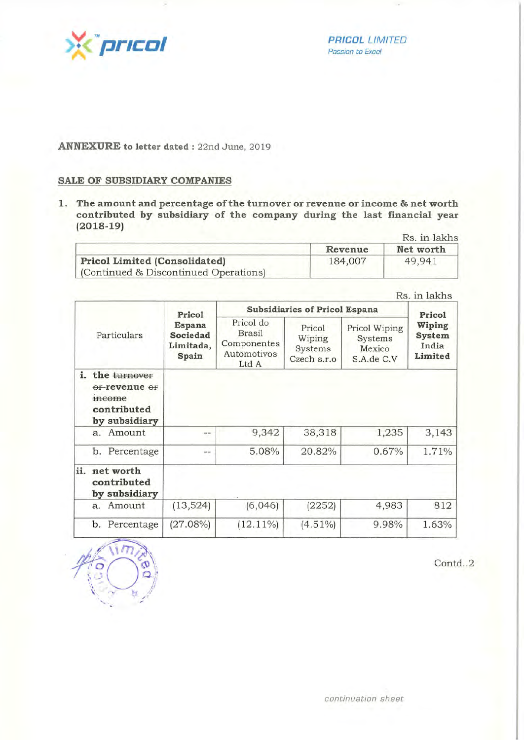**ANNEXURE to letter dated :** 22nd June, 2019

## SALE OF SUBSIDIARY COMPANIES

1. **The amount and percentage of the turnover or revenue or income & net worth contributed by subsidiary of the company during the last financial year (2018-19)**

Rs. in lakhs

| | Revenue | Net worth |
|---|---|---|
| **Pricol Limited (Consolidated)** (Continued & Discontinued Operations) | 184,007 | 49,941 |

Rs. in lakhs

| Particulars | Pricol Espana Sociedad Limitada, Spain | Subsidiaries of Pricol Espana | | | Pricol Wiping System India Limited |
|---|---|---|---|---|---|
| | | Pricol do Brasil Componentes Automotivos Ltd A | Pricol Wiping Systems Czech s.r.o | Pricol Wiping Systems Mexico S.A.de C.V | |
| **i. the ~~turnover or~~ revenue ~~or income~~ contributed by subsidiary** | | | | | |
| a. Amount | -- | 9,342 | 38,318 | 1,235 | 3,143 |
| b. Percentage | -- | 5.08% | 20.82% | 0.67% | 1.71% |
| **ii. net worth contributed by subsidiary** | | | | | |
| a. Amount | (13,524) | (6,046) | (2252) | 4,983 | 812 |
| b. Percentage | (27.08%) | (12.11%) | (4.51%) | 9.98% | 1.63% |

Contd..2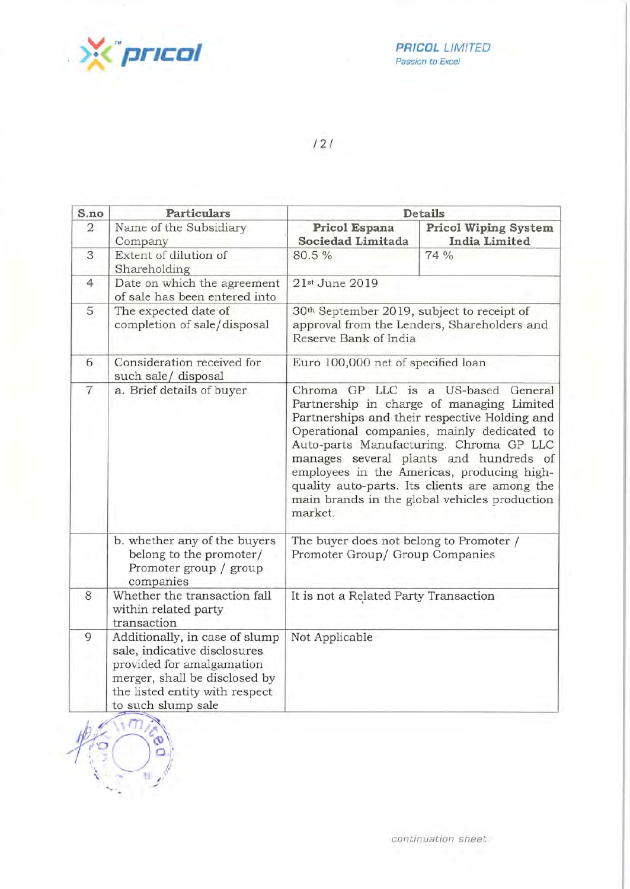/2/

| S.no | Particulars | Details | |
|---|---|---|---|
| 2 | Name of the Subsidiary Company | **Pricol Espana Sociedad Limitada** | **Pricol Wiping System India Limited** |
| 3 | Extent of dilution of Shareholding | 80.5 % | 74 % |
| 4 | Date on which the agreement of sale has been entered into | 21st June 2019 | |
| 5 | The expected date of completion of sale/disposal | 30th September 2019, subject to receipt of approval from the Lenders, Shareholders and Reserve Bank of India | |
| 6 | Consideration received for such sale/ disposal | Euro 100,000 net of specified loan | |
| 7 | a. Brief details of buyer | Chroma GP LLC is a US-based General Partnership in charge of managing Limited Partnerships and their respective Holding and Operational companies, mainly dedicated to Auto-parts Manufacturing. Chroma GP LLC manages several plants and hundreds of employees in the Americas, producing high-quality auto-parts. Its clients are among the main brands in the global vehicles production market. | |
| | b. whether any of the buyers belong to the promoter/ Promoter group / group companies | The buyer does not belong to Promoter / Promoter Group/ Group Companies | |
| 8 | Whether the transaction fall within related party transaction | It is not a Related Party Transaction | |
| 9 | Additionally, in case of slump sale, indicative disclosures provided for amalgamation merger, shall be disclosed by the listed entity with respect to such slump sale | Not Applicable | |